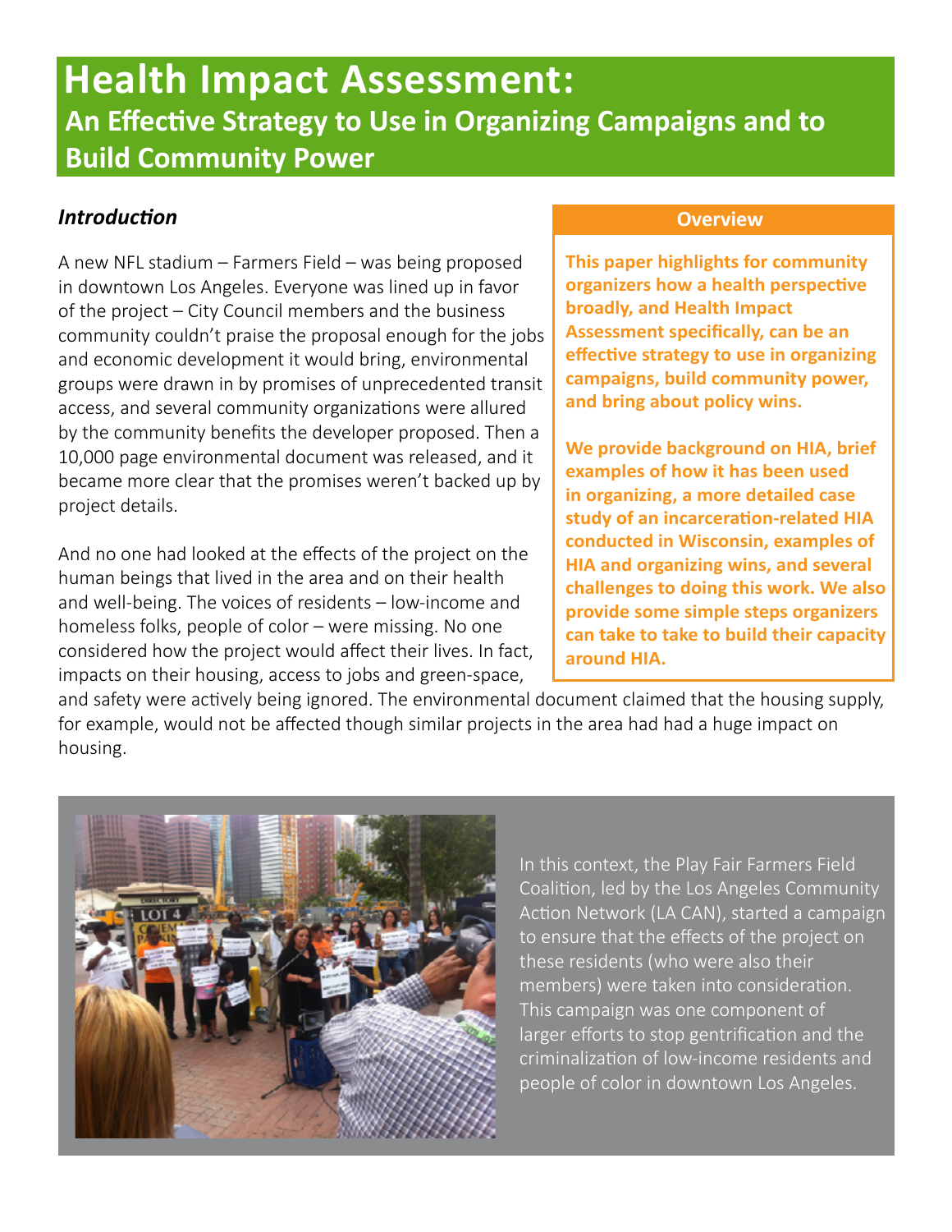# Health Impact Assessment:

## An Effective Strategy to Use in Organizing Campaigns and to Build Community Power

### *Introduction*

A new NFL stadium – Farmers Field – was being proposed in downtown Los Angeles. Everyone was lined up in favor of the project – City Council members and the business community couldn't praise the proposal enough for the jobs and economic development it would bring, environmental groups were drawn in by promises of unprecedented transit access, and several community organizations were allured by the community benefits the developer proposed. Then a 10,000 page environmental document was released, and it became more clear that the promises weren't backed up by project details.

And no one had looked at the effects of the project on the human beings that lived in the area and on their health and well-being. The voices of residents – low-income and homeless folks, people of color – were missing. No one considered how the project would affect their lives. In fact, impacts on their housing, access to jobs and green-space, and safety were actively being ignored. The environmental document claimed that the housing supply, for example, would not be affected though similar projects in the area had had a huge impact on housing.

**Overview**

**This paper highlights for community organizers how a health perspective broadly, and Health Impact Assessment specifically, can be an effective strategy to use in organizing campaigns, build community power, and bring about policy wins.**

**We provide background on HIA, brief examples of how it has been used in organizing, a more detailed case study of an incarceration-related HIA conducted in Wisconsin, examples of HIA and organizing wins, and several challenges to doing this work. We also provide some simple steps organizers can take to take to build their capacity around HIA.**

In this context, the Play Fair Farmers Field Coalition, led by the Los Angeles Community Action Network (LA CAN), started a campaign to ensure that the effects of the project on these residents (who were also their members) were taken into consideration. This campaign was one component of larger efforts to stop gentrification and the criminalization of low-income residents and people of color in downtown Los Angeles.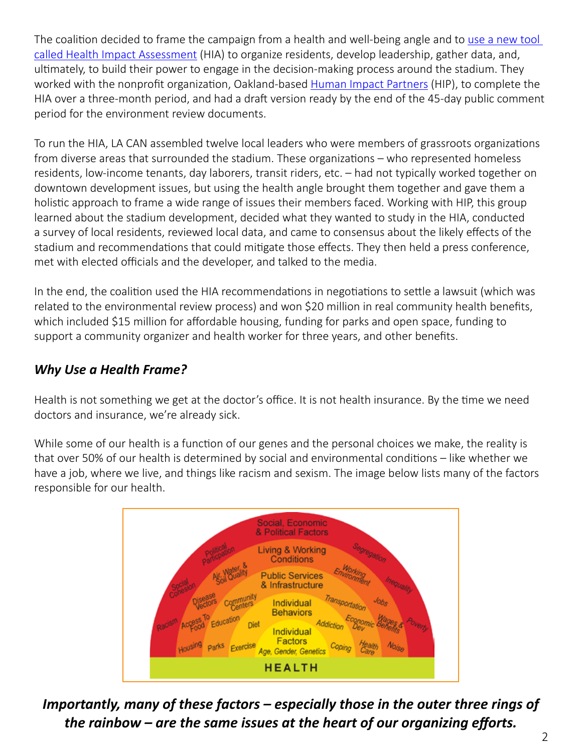The coalition decided to frame the campaign from a health and well-being angle and to [use a new tool called Health Impact Assessment](#) (HIA) to organize residents, develop leadership, gather data, and, ultimately, to build their power to engage in the decision-making process around the stadium. They worked with the nonprofit organization, Oakland-based [Human Impact Partners](#) (HIP), to complete the HIA over a three-month period, and had a draft version ready by the end of the 45-day public comment period for the environment review documents.

To run the HIA, LA CAN assembled twelve local leaders who were members of grassroots organizations from diverse areas that surrounded the stadium. These organizations – who represented homeless residents, low-income tenants, day laborers, transit riders, etc. – had not typically worked together on downtown development issues, but using the health angle brought them together and gave them a holistic approach to frame a wide range of issues their members faced. Working with HIP, this group learned about the stadium development, decided what they wanted to study in the HIA, conducted a survey of local residents, reviewed local data, and came to consensus about the likely effects of the stadium and recommendations that could mitigate those effects. They then held a press conference, met with elected officials and the developer, and talked to the media.

In the end, the coalition used the HIA recommendations in negotiations to settle a lawsuit (which was related to the environmental review process) and won $20 million in real community health benefits, which included $15 million for affordable housing, funding for parks and open space, funding to support a community organizer and health worker for three years, and other benefits.

### *Why Use a Health Frame?*

Health is not something we get at the doctor's office. It is not health insurance. By the time we need doctors and insurance, we're already sick.

While some of our health is a function of our genes and the personal choices we make, the reality is that over 50% of our health is determined by social and environmental conditions – like whether we have a job, where we live, and things like racism and sexism. The image below lists many of the factors responsible for our health.

Social, Economic & Political Factors: Political Participation, Segregation, Social Cohesion, Inequality, Racism, Poverty

Living & Working Conditions: Air, Water, & Soil Quality, Working Environment, Disease Vectors, Jobs, Access To Food, Wages & Benefits, Housing, Noise

Public Services & Infrastructure: Community Centers, Transportation, Education, Economic Dev, Parks, Health Care

Individual Behaviors: Diet, Addiction, Exercise, Coping

Individual Factors: Age, Gender, Genetics

HEALTH

***Importantly, many of these factors – especially those in the outer three rings of the rainbow – are the same issues at the heart of our organizing efforts.***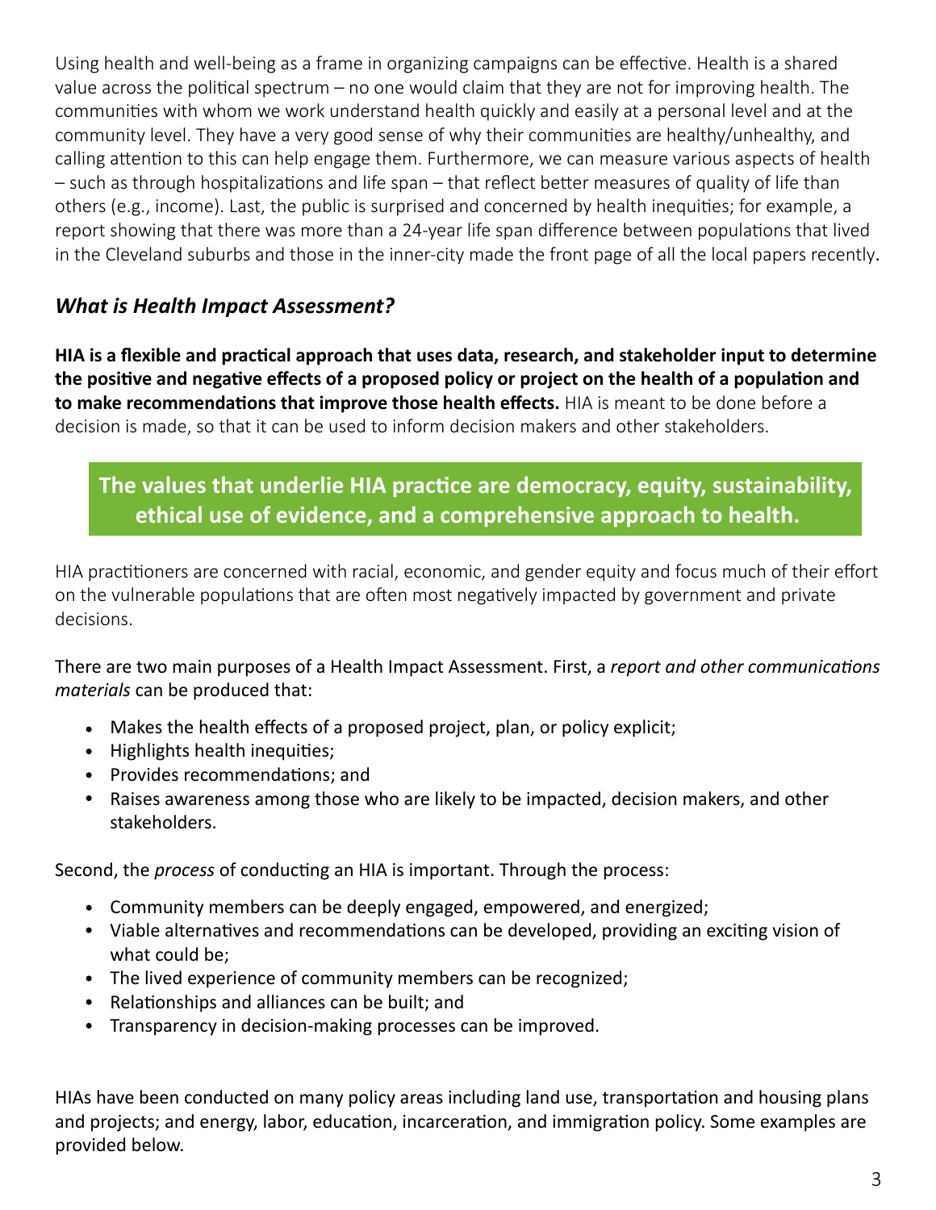Using health and well-being as a frame in organizing campaigns can be effective. Health is a shared value across the political spectrum – no one would claim that they are not for improving health. The communities with whom we work understand health quickly and easily at a personal level and at the community level. They have a very good sense of why their communities are healthy/unhealthy, and calling attention to this can help engage them. Furthermore, we can measure various aspects of health – such as through hospitalizations and life span – that reflect better measures of quality of life than others (e.g., income). Last, the public is surprised and concerned by health inequities; for example, a report showing that there was more than a 24-year life span difference between populations that lived in the Cleveland suburbs and those in the inner-city made the front page of all the local papers recently.

## *What is Health Impact Assessment?*

**HIA is a flexible and practical approach that uses data, research, and stakeholder input to determine the positive and negative effects of a proposed policy or project on the health of a population and to make recommendations that improve those health effects.** HIA is meant to be done before a decision is made, so that it can be used to inform decision makers and other stakeholders.

**The values that underlie HIA practice are democracy, equity, sustainability, ethical use of evidence, and a comprehensive approach to health.**

HIA practitioners are concerned with racial, economic, and gender equity and focus much of their effort on the vulnerable populations that are often most negatively impacted by government and private decisions.

There are two main purposes of a Health Impact Assessment. First, a *report and other communications materials* can be produced that:

- Makes the health effects of a proposed project, plan, or policy explicit;
- Highlights health inequities;
- Provides recommendations; and
- Raises awareness among those who are likely to be impacted, decision makers, and other stakeholders.

Second, the *process* of conducting an HIA is important. Through the process:

- Community members can be deeply engaged, empowered, and energized;
- Viable alternatives and recommendations can be developed, providing an exciting vision of what could be;
- The lived experience of community members can be recognized;
- Relationships and alliances can be built; and
- Transparency in decision-making processes can be improved.

HIAs have been conducted on many policy areas including land use, transportation and housing plans and projects; and energy, labor, education, incarceration, and immigration policy. Some examples are provided below.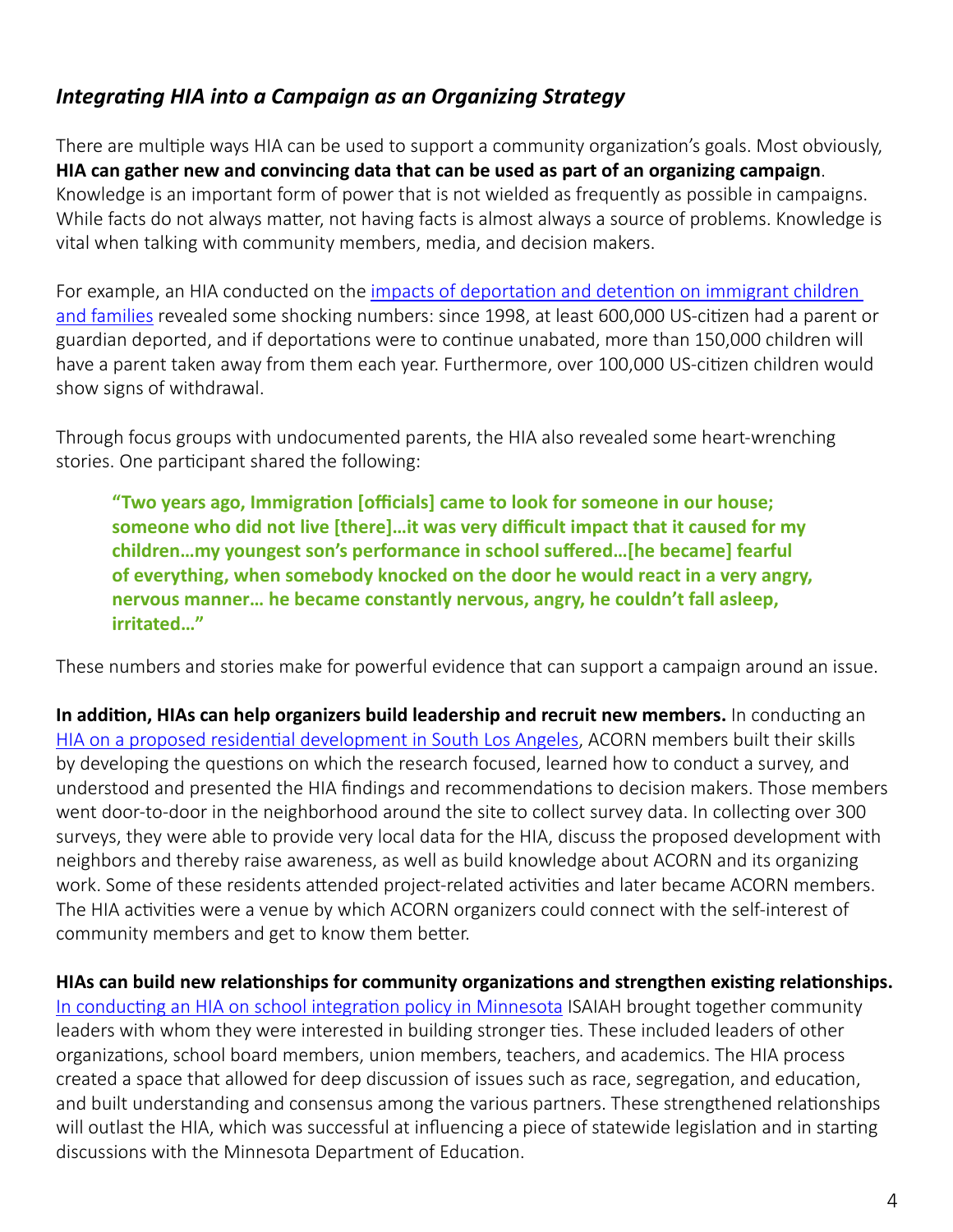### *Integrating HIA into a Campaign as an Organizing Strategy*

There are multiple ways HIA can be used to support a community organization's goals. Most obviously, **HIA can gather new and convincing data that can be used as part of an organizing campaign**. Knowledge is an important form of power that is not wielded as frequently as possible in campaigns. While facts do not always matter, not having facts is almost always a source of problems. Knowledge is vital when talking with community members, media, and decision makers.

For example, an HIA conducted on the impacts of deportation and detention on immigrant children and families revealed some shocking numbers: since 1998, at least 600,000 US-citizen had a parent or guardian deported, and if deportations were to continue unabated, more than 150,000 children will have a parent taken away from them each year. Furthermore, over 100,000 US-citizen children would show signs of withdrawal.

Through focus groups with undocumented parents, the HIA also revealed some heart-wrenching stories. One participant shared the following:

> **"Two years ago, Immigration [officials] came to look for someone in our house; someone who did not live [there]…it was very difficult impact that it caused for my children…my youngest son's performance in school suffered…[he became] fearful of everything, when somebody knocked on the door he would react in a very angry, nervous manner… he became constantly nervous, angry, he couldn't fall asleep, irritated…"**

These numbers and stories make for powerful evidence that can support a campaign around an issue.

**In addition, HIAs can help organizers build leadership and recruit new members.** In conducting an HIA on a proposed residential development in South Los Angeles, ACORN members built their skills by developing the questions on which the research focused, learned how to conduct a survey, and understood and presented the HIA findings and recommendations to decision makers. Those members went door-to-door in the neighborhood around the site to collect survey data. In collecting over 300 surveys, they were able to provide very local data for the HIA, discuss the proposed development with neighbors and thereby raise awareness, as well as build knowledge about ACORN and its organizing work. Some of these residents attended project-related activities and later became ACORN members. The HIA activities were a venue by which ACORN organizers could connect with the self-interest of community members and get to know them better.

**HIAs can build new relationships for community organizations and strengthen existing relationships.** In conducting an HIA on school integration policy in Minnesota ISAIAH brought together community leaders with whom they were interested in building stronger ties. These included leaders of other organizations, school board members, union members, teachers, and academics. The HIA process created a space that allowed for deep discussion of issues such as race, segregation, and education, and built understanding and consensus among the various partners. These strengthened relationships will outlast the HIA, which was successful at influencing a piece of statewide legislation and in starting discussions with the Minnesota Department of Education.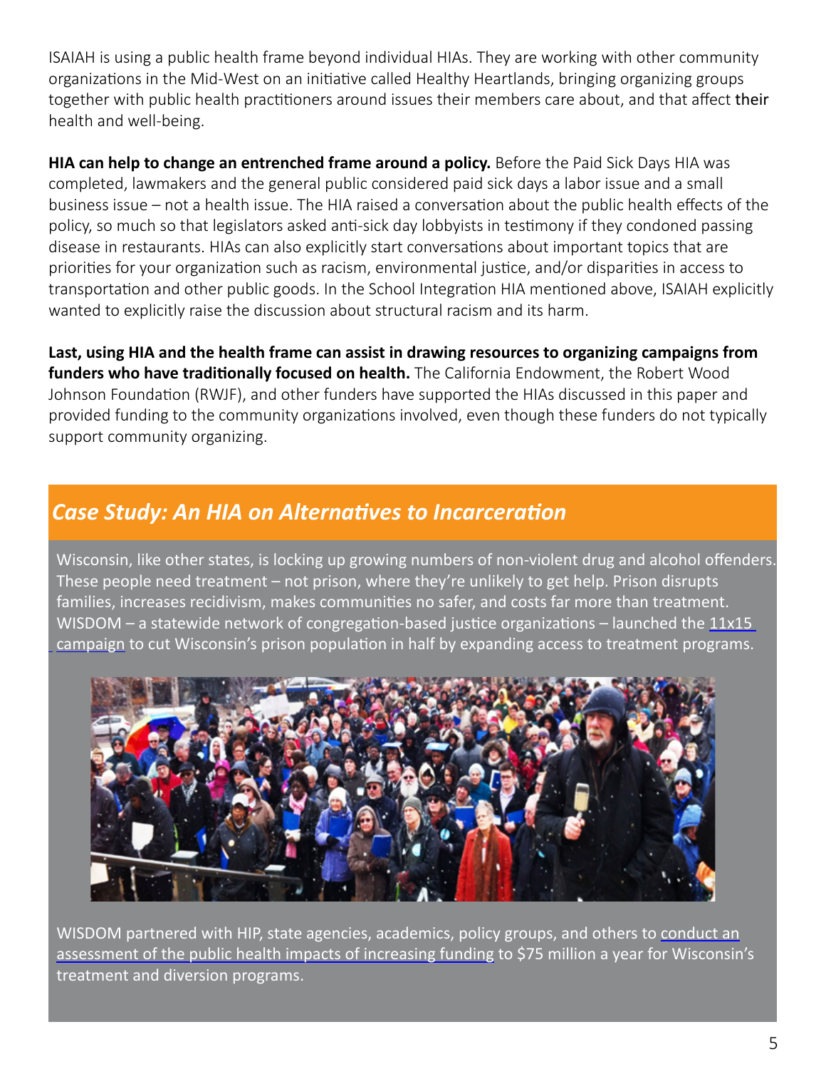ISAIAH is using a public health frame beyond individual HIAs. They are working with other community organizations in the Mid-West on an initiative called Healthy Heartlands, bringing organizing groups together with public health practitioners around issues their members care about, and that affect their health and well-being.

**HIA can help to change an entrenched frame around a policy.** Before the Paid Sick Days HIA was completed, lawmakers and the general public considered paid sick days a labor issue and a small business issue – not a health issue. The HIA raised a conversation about the public health effects of the policy, so much so that legislators asked anti-sick day lobbyists in testimony if they condoned passing disease in restaurants. HIAs can also explicitly start conversations about important topics that are priorities for your organization such as racism, environmental justice, and/or disparities in access to transportation and other public goods. In the School Integration HIA mentioned above, ISAIAH explicitly wanted to explicitly raise the discussion about structural racism and its harm.

**Last, using HIA and the health frame can assist in drawing resources to organizing campaigns from funders who have traditionally focused on health.** The California Endowment, the Robert Wood Johnson Foundation (RWJF), and other funders have supported the HIAs discussed in this paper and provided funding to the community organizations involved, even though these funders do not typically support community organizing.

## *Case Study: An HIA on Alternatives to Incarceration*

Wisconsin, like other states, is locking up growing numbers of non-violent drug and alcohol offenders. These people need treatment – not prison, where they're unlikely to get help. Prison disrupts families, increases recidivism, makes communities no safer, and costs far more than treatment. WISDOM – a statewide network of congregation-based justice organizations – launched the 11x15 campaign to cut Wisconsin's prison population in half by expanding access to treatment programs.

WISDOM partnered with HIP, state agencies, academics, policy groups, and others to conduct an assessment of the public health impacts of increasing funding to $75 million a year for Wisconsin's treatment and diversion programs.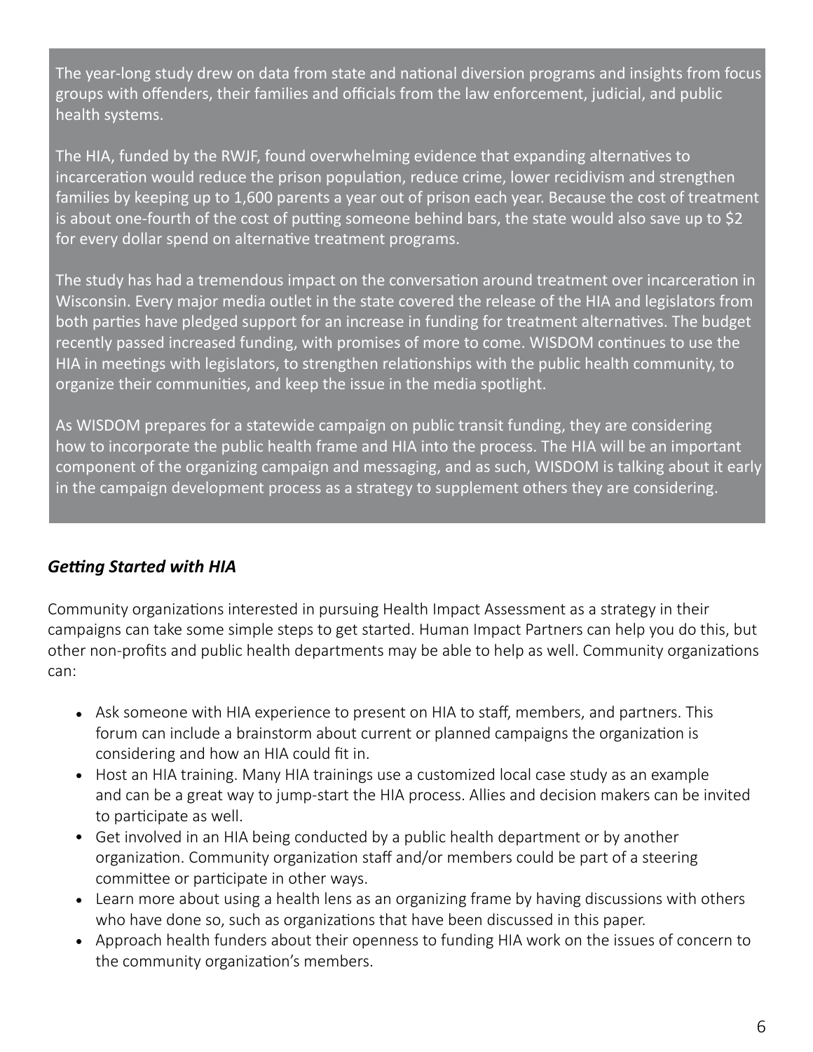The year-long study drew on data from state and national diversion programs and insights from focus groups with offenders, their families and officials from the law enforcement, judicial, and public health systems.

The HIA, funded by the RWJF, found overwhelming evidence that expanding alternatives to incarceration would reduce the prison population, reduce crime, lower recidivism and strengthen families by keeping up to 1,600 parents a year out of prison each year. Because the cost of treatment is about one-fourth of the cost of putting someone behind bars, the state would also save up to $2 for every dollar spend on alternative treatment programs.

The study has had a tremendous impact on the conversation around treatment over incarceration in Wisconsin. Every major media outlet in the state covered the release of the HIA and legislators from both parties have pledged support for an increase in funding for treatment alternatives. The budget recently passed increased funding, with promises of more to come. WISDOM continues to use the HIA in meetings with legislators, to strengthen relationships with the public health community, to organize their communities, and keep the issue in the media spotlight.

As WISDOM prepares for a statewide campaign on public transit funding, they are considering how to incorporate the public health frame and HIA into the process. The HIA will be an important component of the organizing campaign and messaging, and as such, WISDOM is talking about it early in the campaign development process as a strategy to supplement others they are considering.

### *Getting Started with HIA*

Community organizations interested in pursuing Health Impact Assessment as a strategy in their campaigns can take some simple steps to get started. Human Impact Partners can help you do this, but other non-profits and public health departments may be able to help as well. Community organizations can:

- Ask someone with HIA experience to present on HIA to staff, members, and partners. This forum can include a brainstorm about current or planned campaigns the organization is considering and how an HIA could fit in.
- Host an HIA training. Many HIA trainings use a customized local case study as an example and can be a great way to jump-start the HIA process. Allies and decision makers can be invited to participate as well.
- Get involved in an HIA being conducted by a public health department or by another organization. Community organization staff and/or members could be part of a steering committee or participate in other ways.
- Learn more about using a health lens as an organizing frame by having discussions with others who have done so, such as organizations that have been discussed in this paper.
- Approach health funders about their openness to funding HIA work on the issues of concern to the community organization's members.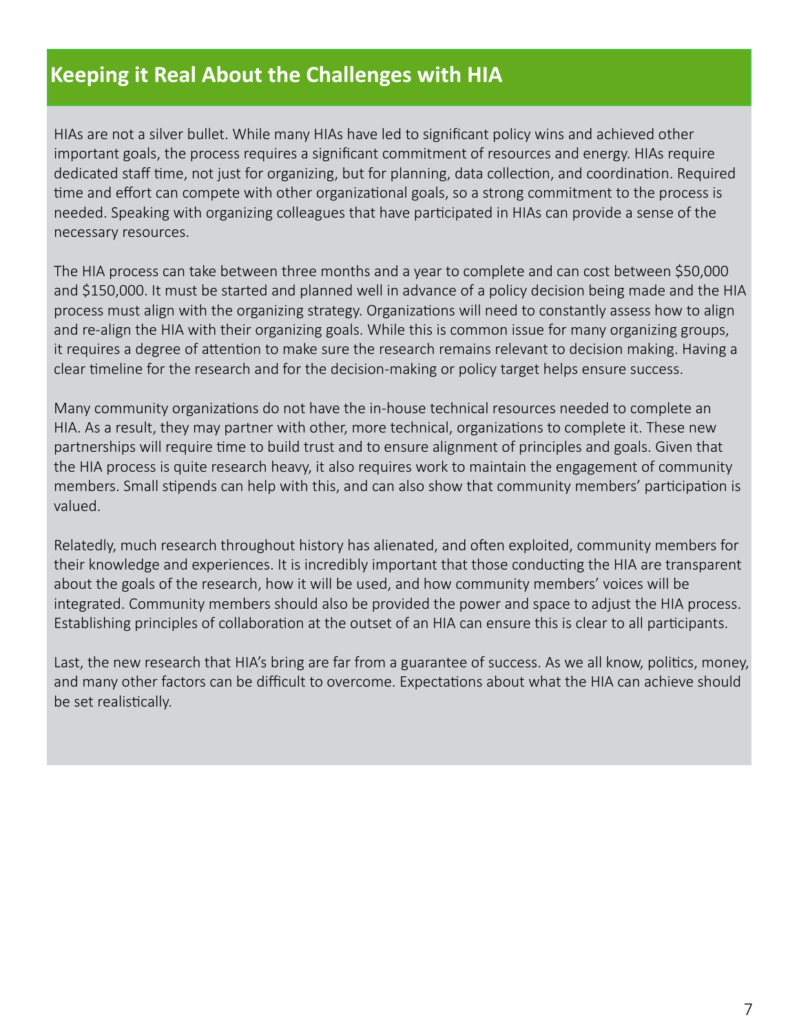## Keeping it Real About the Challenges with HIA

HIAs are not a silver bullet. While many HIAs have led to significant policy wins and achieved other important goals, the process requires a significant commitment of resources and energy. HIAs require dedicated staff time, not just for organizing, but for planning, data collection, and coordination. Required time and effort can compete with other organizational goals, so a strong commitment to the process is needed. Speaking with organizing colleagues that have participated in HIAs can provide a sense of the necessary resources.

The HIA process can take between three months and a year to complete and can cost between $50,000 and $150,000. It must be started and planned well in advance of a policy decision being made and the HIA process must align with the organizing strategy. Organizations will need to constantly assess how to align and re-align the HIA with their organizing goals. While this is common issue for many organizing groups, it requires a degree of attention to make sure the research remains relevant to decision making. Having a clear timeline for the research and for the decision-making or policy target helps ensure success.

Many community organizations do not have the in-house technical resources needed to complete an HIA. As a result, they may partner with other, more technical, organizations to complete it. These new partnerships will require time to build trust and to ensure alignment of principles and goals. Given that the HIA process is quite research heavy, it also requires work to maintain the engagement of community members. Small stipends can help with this, and can also show that community members' participation is valued.

Relatedly, much research throughout history has alienated, and often exploited, community members for their knowledge and experiences. It is incredibly important that those conducting the HIA are transparent about the goals of the research, how it will be used, and how community members' voices will be integrated. Community members should also be provided the power and space to adjust the HIA process. Establishing principles of collaboration at the outset of an HIA can ensure this is clear to all participants.

Last, the new research that HIA's bring are far from a guarantee of success. As we all know, politics, money, and many other factors can be difficult to overcome. Expectations about what the HIA can achieve should be set realistically.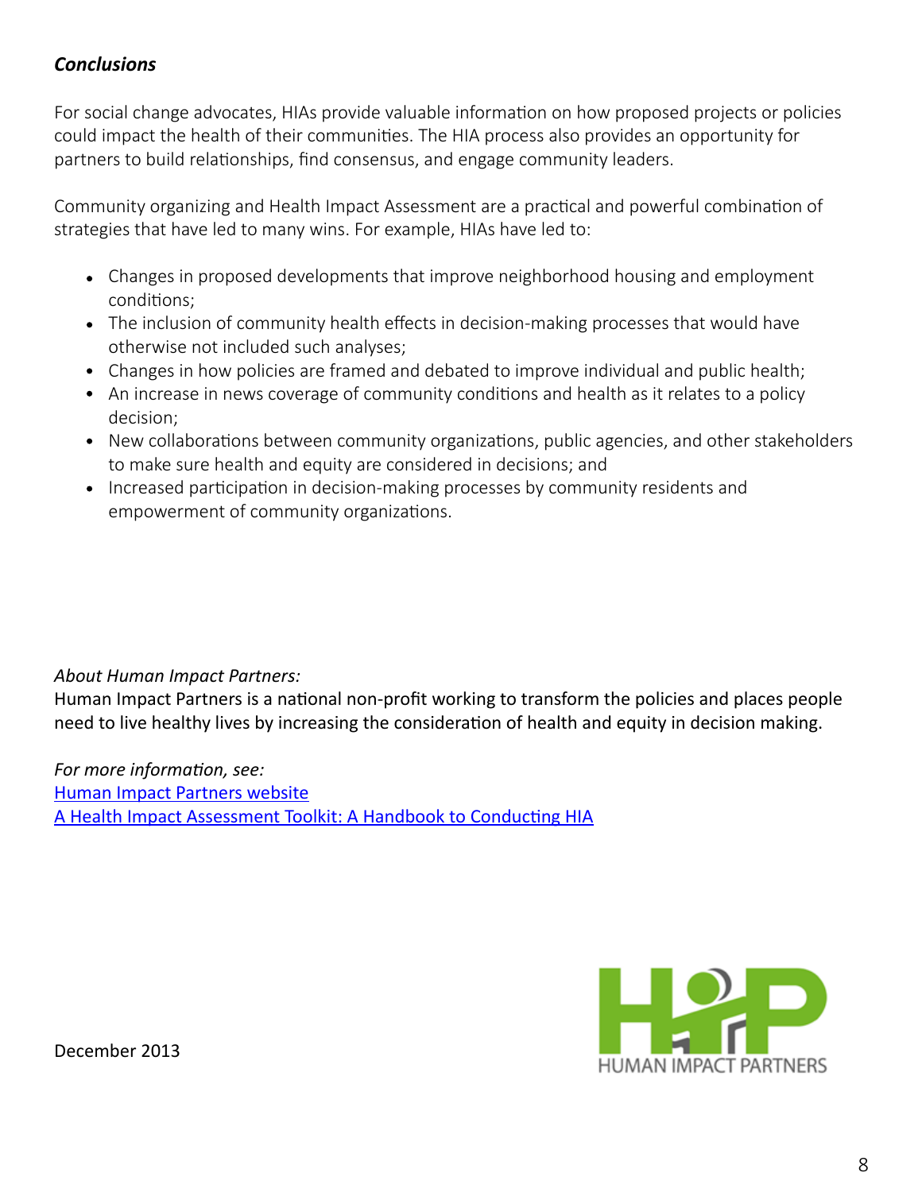## *Conclusions*

For social change advocates, HIAs provide valuable information on how proposed projects or policies could impact the health of their communities. The HIA process also provides an opportunity for partners to build relationships, find consensus, and engage community leaders.

Community organizing and Health Impact Assessment are a practical and powerful combination of strategies that have led to many wins. For example, HIAs have led to:

- Changes in proposed developments that improve neighborhood housing and employment conditions;
- The inclusion of community health effects in decision-making processes that would have otherwise not included such analyses;
- Changes in how policies are framed and debated to improve individual and public health;
- An increase in news coverage of community conditions and health as it relates to a policy decision;
- New collaborations between community organizations, public agencies, and other stakeholders to make sure health and equity are considered in decisions; and
- Increased participation in decision-making processes by community residents and empowerment of community organizations.

*About Human Impact Partners:*
Human Impact Partners is a national non-profit working to transform the policies and places people need to live healthy lives by increasing the consideration of health and equity in decision making.

*For more information, see:*
[Human Impact Partners website]()
[A Health Impact Assessment Toolkit: A Handbook to Conducting HIA]()

December 2013

HUMAN IMPACT PARTNERS